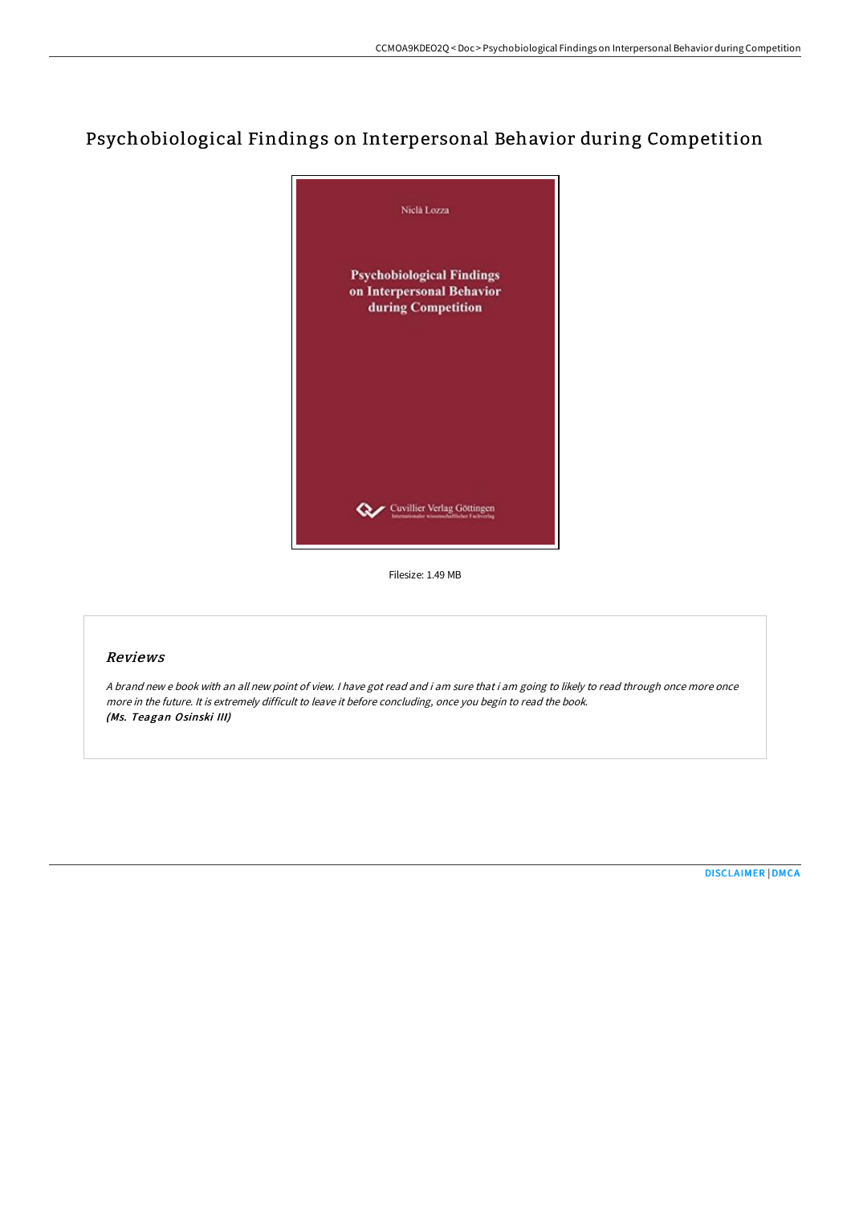# Psychobiological Findings on Interpersonal Behavior during Competition

Niclà Lozza

**Psychobiological Findings on Interpersonal Behavior during Competition**

Cuvillier Verlag Göttingen
Internationaler wissenschaftlicher Fachverlag

Filesize: 1.49 MB

## *Reviews*

*A brand new e book with an all new point of view. I have got read and i am sure that i am going to likely to read through once more once more in the future. It is extremely difficult to leave it before concluding, once you begin to read the book.*
***(Ms. Teagan Osinski III)***

DISCLAIMER | DMCA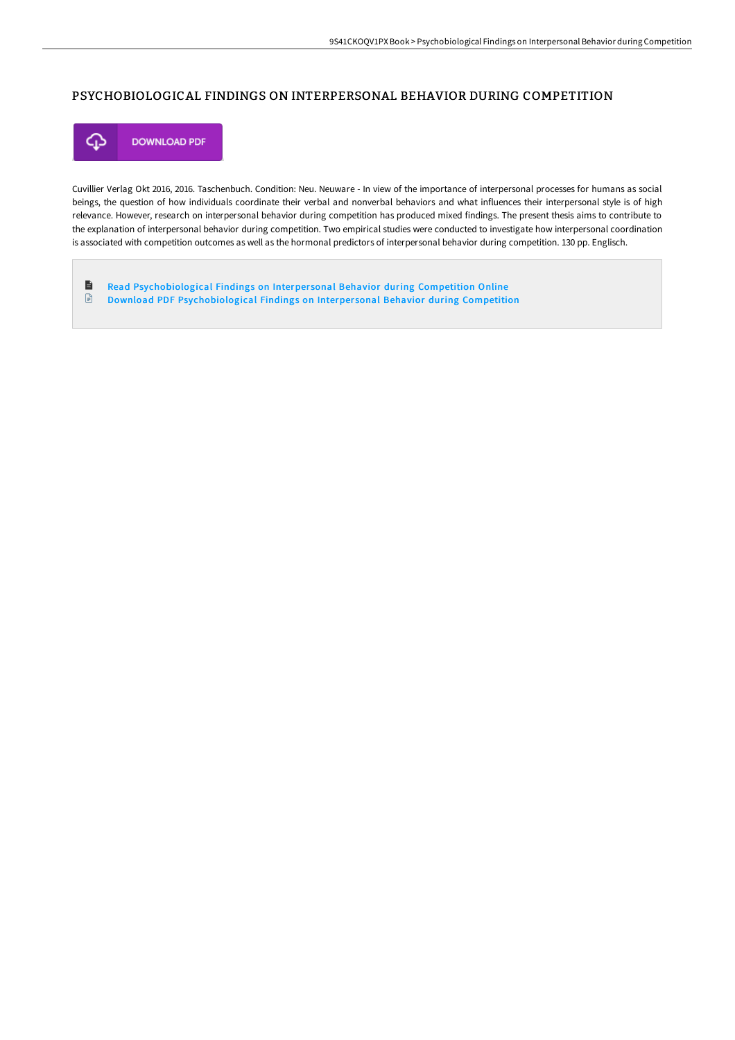# PSYCHOBIOLOGICAL FINDINGS ON INTERPERSONAL BEHAVIOR DURING COMPETITION

DOWNLOAD PDF

Cuvillier Verlag Okt 2016, 2016. Taschenbuch. Condition: Neu. Neuware - In view of the importance of interpersonal processes for humans as social beings, the question of how individuals coordinate their verbal and nonverbal behaviors and what influences their interpersonal style is of high relevance. However, research on interpersonal behavior during competition has produced mixed findings. The present thesis aims to contribute to the explanation of interpersonal behavior during competition. Two empirical studies were conducted to investigate how interpersonal coordination is associated with competition outcomes as well as the hormonal predictors of interpersonal behavior during competition. 130 pp. Englisch.

- Read Psychobiological Findings on Interpersonal Behavior during Competition Online
- Download PDF Psychobiological Findings on Interpersonal Behavior during Competition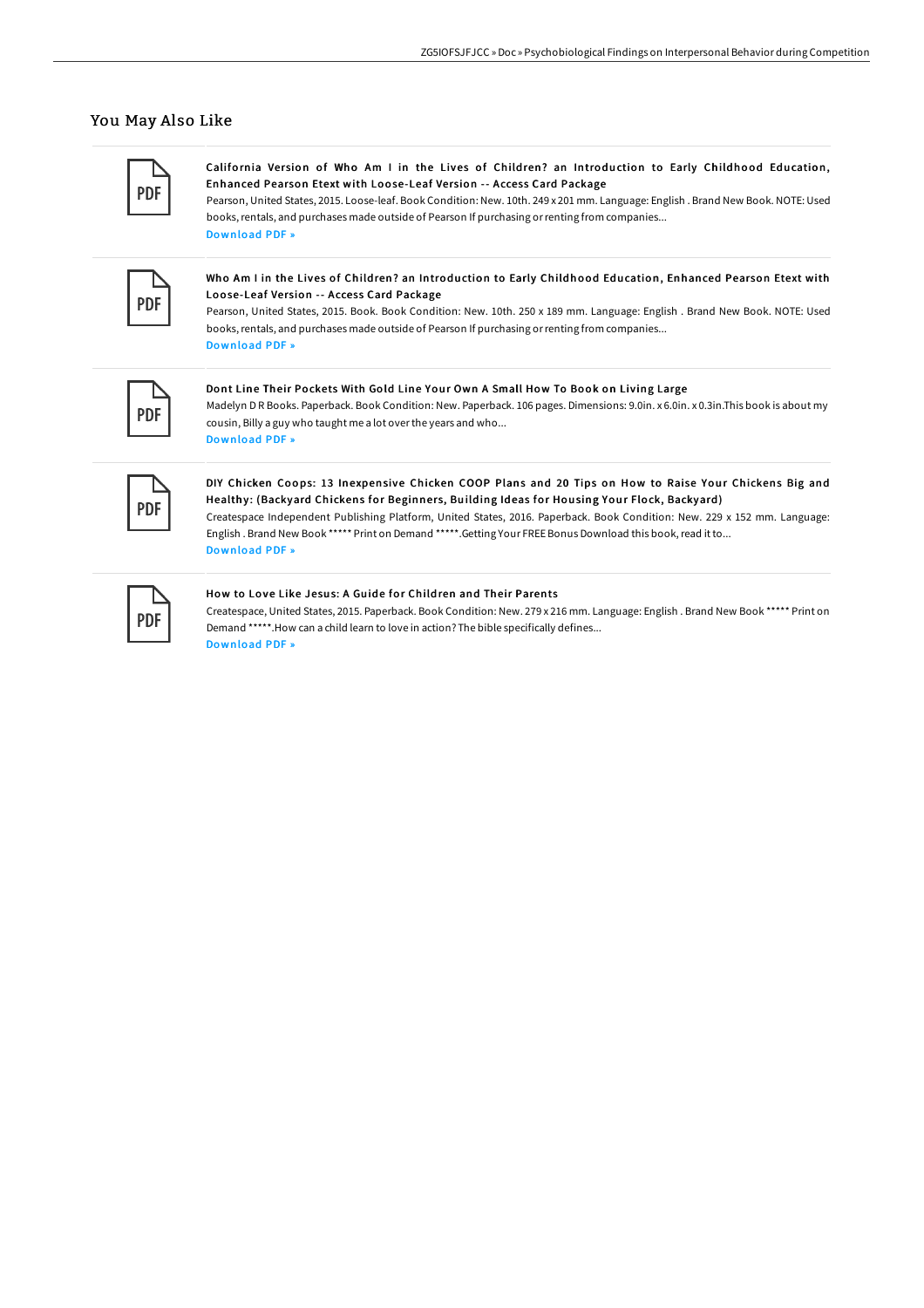## You May Also Like

**California Version of Who Am I in the Lives of Children? an Introduction to Early Childhood Education, Enhanced Pearson Etext with Loose-Leaf Version -- Access Card Package**

Pearson, United States, 2015. Loose-leaf. Book Condition: New. 10th. 249 x 201 mm. Language: English . Brand New Book. NOTE: Used books, rentals, and purchases made outside of Pearson If purchasing or renting from companies...

Download PDF »

**Who Am I in the Lives of Children? an Introduction to Early Childhood Education, Enhanced Pearson Etext with Loose-Leaf Version -- Access Card Package**

Pearson, United States, 2015. Book. Book Condition: New. 10th. 250 x 189 mm. Language: English . Brand New Book. NOTE: Used books, rentals, and purchases made outside of Pearson If purchasing or renting from companies...

Download PDF »

**Dont Line Their Pockets With Gold Line Your Own A Small How To Book on Living Large**

Madelyn D R Books. Paperback. Book Condition: New. Paperback. 106 pages. Dimensions: 9.0in. x 6.0in. x 0.3in.This book is about my cousin, Billy a guy who taught me a lot over the years and who...

Download PDF »

**DIY Chicken Coops: 13 Inexpensive Chicken COOP Plans and 20 Tips on How to Raise Your Chickens Big and Healthy: (Backyard Chickens for Beginners, Building Ideas for Housing Your Flock, Backyard)**

Createspace Independent Publishing Platform, United States, 2016. Paperback. Book Condition: New. 229 x 152 mm. Language: English . Brand New Book ***** Print on Demand *****.Getting Your FREE Bonus Download this book, read it to...

Download PDF »

**How to Love Like Jesus: A Guide for Children and Their Parents**

Createspace, United States, 2015. Paperback. Book Condition: New. 279 x 216 mm. Language: English . Brand New Book ***** Print on Demand *****.How can a child learn to love in action? The bible specifically defines...

Download PDF »